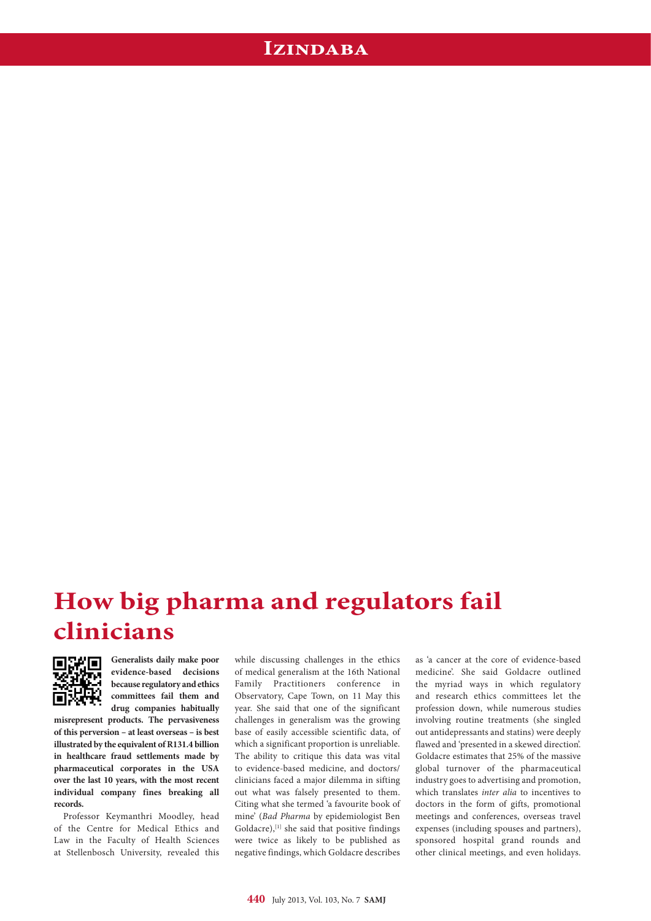# How big pharma and regulators fail clinicians

**Generalists daily make poor evidence-based decisions because regulatory and ethics committees fail them and drug companies habitually misrepresent products. The pervasiveness of this perversion – at least overseas – is best illustrated by the equivalent of R131.4 billion in healthcare fraud settlements made by pharmaceutical corporates in the USA over the last 10 years, with the most recent individual company fines breaking all records.**

Professor Keymanthri Moodley, head of the Centre for Medical Ethics and Law in the Faculty of Health Sciences at Stellenbosch University, revealed this while discussing challenges in the ethics of medical generalism at the 16th National Family Practitioners conference in Observatory, Cape Town, on 11 May this year. She said that one of the significant challenges in generalism was the growing base of easily accessible scientific data, of which a significant proportion is unreliable. The ability to critique this data was vital to evidence-based medicine, and doctors/clinicians faced a major dilemma in sifting out what was falsely presented to them. Citing what she termed 'a favourite book of mine' (*Bad Pharma* by epidemiologist Ben Goldacre),[1] she said that positive findings were twice as likely to be published as negative findings, which Goldacre describes as 'a cancer at the core of evidence-based medicine'. She said Goldacre outlined the myriad ways in which regulatory and research ethics committees let the profession down, while numerous studies involving routine treatments (she singled out antidepressants and statins) were deeply flawed and 'presented in a skewed direction'. Goldacre estimates that 25% of the massive global turnover of the pharmaceutical industry goes to advertising and promotion, which translates *inter alia* to incentives to doctors in the form of gifts, promotional meetings and conferences, overseas travel expenses (including spouses and partners), sponsored hospital grand rounds and other clinical meetings, and even holidays.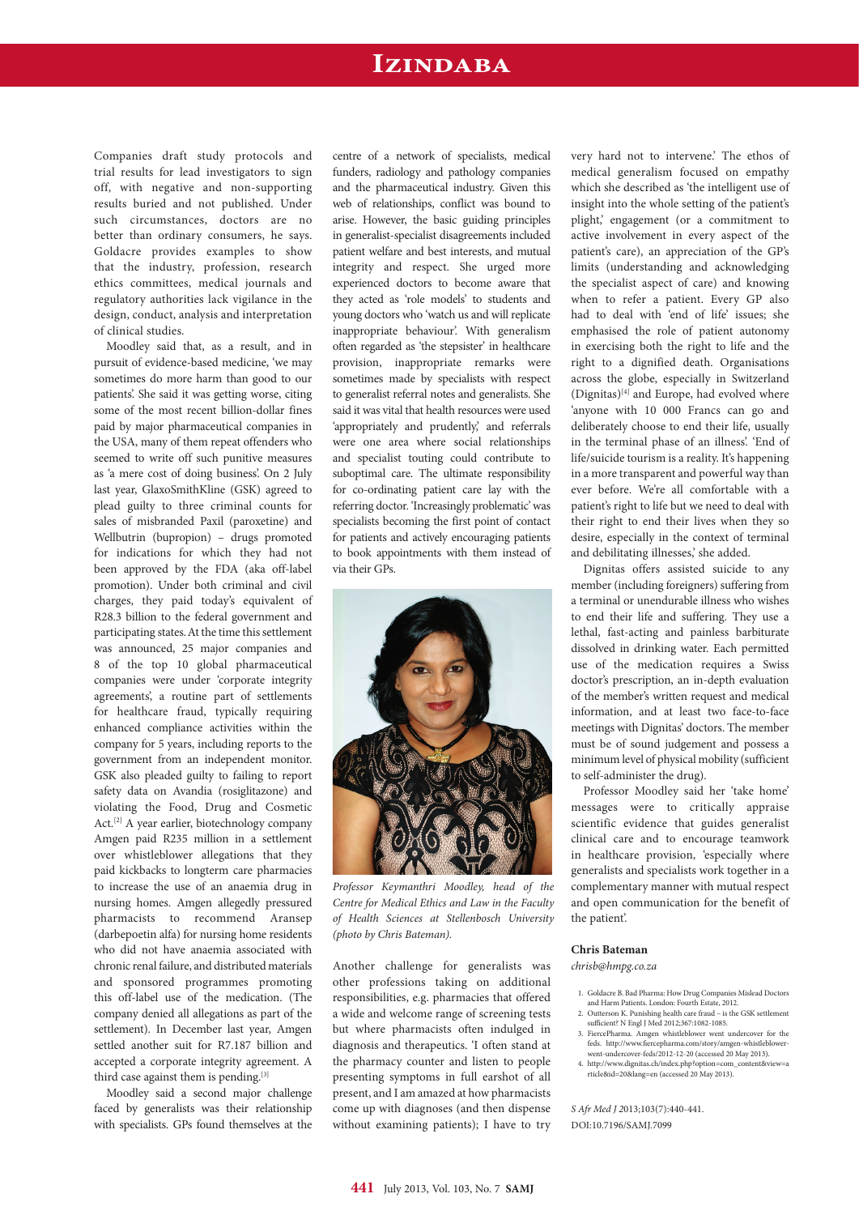Companies draft study protocols and trial results for lead investigators to sign off, with negative and non-supporting results buried and not published. Under such circumstances, doctors are no better than ordinary consumers, he says. Goldacre provides examples to show that the industry, profession, research ethics committees, medical journals and regulatory authorities lack vigilance in the design, conduct, analysis and interpretation of clinical studies.

Moodley said that, as a result, and in pursuit of evidence-based medicine, 'we may sometimes do more harm than good to our patients'. She said it was getting worse, citing some of the most recent billion-dollar fines paid by major pharmaceutical companies in the USA, many of them repeat offenders who seemed to write off such punitive measures as 'a mere cost of doing business'. On 2 July last year, GlaxoSmithKline (GSK) agreed to plead guilty to three criminal counts for sales of misbranded Paxil (paroxetine) and Wellbutrin (bupropion) – drugs promoted for indications for which they had not been approved by the FDA (aka off-label promotion). Under both criminal and civil charges, they paid today's equivalent of R28.3 billion to the federal government and participating states. At the time this settlement was announced, 25 major companies and 8 of the top 10 global pharmaceutical companies were under 'corporate integrity agreements', a routine part of settlements for healthcare fraud, typically requiring enhanced compliance activities within the company for 5 years, including reports to the government from an independent monitor. GSK also pleaded guilty to failing to report safety data on Avandia (rosiglitazone) and violating the Food, Drug and Cosmetic Act.[2] A year earlier, biotechnology company Amgen paid R235 million in a settlement over whistleblower allegations that they paid kickbacks to longterm care pharmacies to increase the use of an anaemia drug in nursing homes. Amgen allegedly pressured pharmacists to recommend Aransep (darbepoetin alfa) for nursing home residents who did not have anaemia associated with chronic renal failure, and distributed materials and sponsored programmes promoting this off-label use of the medication. (The company denied all allegations as part of the settlement). In December last year, Amgen settled another suit for R7.187 billion and accepted a corporate integrity agreement. A third case against them is pending.[3]

Moodley said a second major challenge faced by generalists was their relationship with specialists. GPs found themselves at the centre of a network of specialists, medical funders, radiology and pathology companies and the pharmaceutical industry. Given this web of relationships, conflict was bound to arise. However, the basic guiding principles in generalist-specialist disagreements included patient welfare and best interests, and mutual integrity and respect. She urged more experienced doctors to become aware that they acted as 'role models' to students and young doctors who 'watch us and will replicate inappropriate behaviour'. With generalism often regarded as 'the stepsister' in healthcare provision, inappropriate remarks were sometimes made by specialists with respect to generalist referral notes and generalists. She said it was vital that health resources were used 'appropriately and prudently,' and referrals were one area where social relationships and specialist touting could contribute to suboptimal care. The ultimate responsibility for co-ordinating patient care lay with the referring doctor. 'Increasingly problematic' was specialists becoming the first point of contact for patients and actively encouraging patients to book appointments with them instead of via their GPs.

*Professor Keymanthri Moodley, head of the Centre for Medical Ethics and Law in the Faculty of Health Sciences at Stellenbosch University (photo by Chris Bateman).*

Another challenge for generalists was other professions taking on additional responsibilities, e.g. pharmacies that offered a wide and welcome range of screening tests but where pharmacists often indulged in diagnosis and therapeutics. 'I often stand at the pharmacy counter and listen to people presenting symptoms in full earshot of all present, and I am amazed at how pharmacists come up with diagnoses (and then dispense without examining patients); I have to try very hard not to intervene.' The ethos of medical generalism focused on empathy which she described as 'the intelligent use of insight into the whole setting of the patient's plight,' engagement (or a commitment to active involvement in every aspect of the patient's care), an appreciation of the GP's limits (understanding and acknowledging the specialist aspect of care) and knowing when to refer a patient. Every GP also had to deal with 'end of life' issues; she emphasised the role of patient autonomy in exercising both the right to life and the right to a dignified death. Organisations across the globe, especially in Switzerland (Dignitas)[4] and Europe, had evolved where 'anyone with 10 000 Francs can go and deliberately choose to end their life, usually in the terminal phase of an illness'. 'End of life/suicide tourism is a reality. It's happening in a more transparent and powerful way than ever before. We're all comfortable with a patient's right to life but we need to deal with their right to end their lives when they so desire, especially in the context of terminal and debilitating illnesses,' she added.

Dignitas offers assisted suicide to any member (including foreigners) suffering from a terminal or unendurable illness who wishes to end their life and suffering. They use a lethal, fast-acting and painless barbiturate dissolved in drinking water. Each permitted use of the medication requires a Swiss doctor's prescription, an in-depth evaluation of the member's written request and medical information, and at least two face-to-face meetings with Dignitas' doctors. The member must be of sound judgement and possess a minimum level of physical mobility (sufficient to self-administer the drug).

Professor Moodley said her 'take home' messages were to critically appraise scientific evidence that guides generalist clinical care and to encourage teamwork in healthcare provision, 'especially where generalists and specialists work together in a complementary manner with mutual respect and open communication for the benefit of the patient'.

**Chris Bateman**

*chrisb@hmpg.co.za*

1. Goldacre B. Bad Pharma: How Drug Companies Mislead Doctors and Harm Patients. London: Fourth Estate, 2012.
2. Outterson K. Punishing health care fraud – is the GSK settlement sufficient? N Engl J Med 2012;367:1082-1085.
3. FiercePharma. Amgen whistleblower went undercover for the feds. http://www.fiercepharma.com/story/amgen-whistleblower-went-undercover-feds/2012-12-20 (accessed 20 May 2013).
4. http://www.dignitas.ch/index.php?option=com_content&view=article&id=20&lang=en (accessed 20 May 2013).

*S Afr Med J* 2013;103(7):440-441. DOI:10.7196/SAMJ.7099